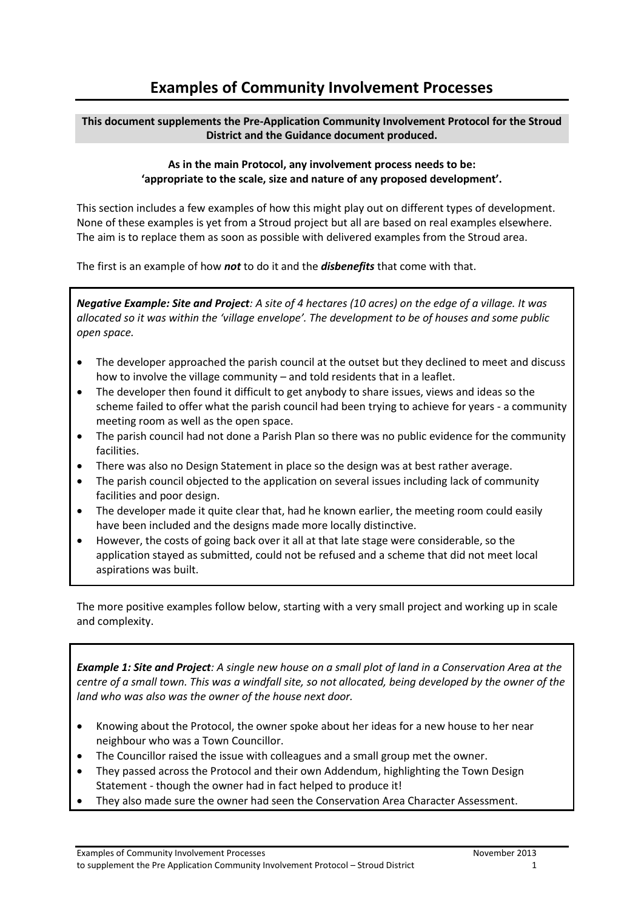# Examples of Community Involvement Processes

**This document supplements the Pre-Application Community Involvement Protocol for the Stroud District and the Guidance document produced.**

**As in the main Protocol, any involvement process needs to be: 'appropriate to the scale, size and nature of any proposed development'.**

This section includes a few examples of how this might play out on different types of development. None of these examples is yet from a Stroud project but all are based on real examples elsewhere. The aim is to replace them as soon as possible with delivered examples from the Stroud area.

The first is an example of how ***not*** to do it and the ***disbenefits*** that come with that.

***Negative Example: Site and Project****: A site of 4 hectares (10 acres) on the edge of a village. It was allocated so it was within the 'village envelope'. The development to be of houses and some public open space.*

- The developer approached the parish council at the outset but they declined to meet and discuss how to involve the village community – and told residents that in a leaflet.
- The developer then found it difficult to get anybody to share issues, views and ideas so the scheme failed to offer what the parish council had been trying to achieve for years - a community meeting room as well as the open space.
- The parish council had not done a Parish Plan so there was no public evidence for the community facilities.
- There was also no Design Statement in place so the design was at best rather average.
- The parish council objected to the application on several issues including lack of community facilities and poor design.
- The developer made it quite clear that, had he known earlier, the meeting room could easily have been included and the designs made more locally distinctive.
- However, the costs of going back over it all at that late stage were considerable, so the application stayed as submitted, could not be refused and a scheme that did not meet local aspirations was built.

The more positive examples follow below, starting with a very small project and working up in scale and complexity.

***Example 1: Site and Project****: A single new house on a small plot of land in a Conservation Area at the centre of a small town. This was a windfall site, so not allocated, being developed by the owner of the land who also was the owner of the house next door.*

- Knowing about the Protocol, the owner spoke about her ideas for a new house to her near neighbour who was a Town Councillor.
- The Councillor raised the issue with colleagues and a small group met the owner.
- They passed across the Protocol and their own Addendum, highlighting the Town Design Statement - though the owner had in fact helped to produce it!
- They also made sure the owner had seen the Conservation Area Character Assessment.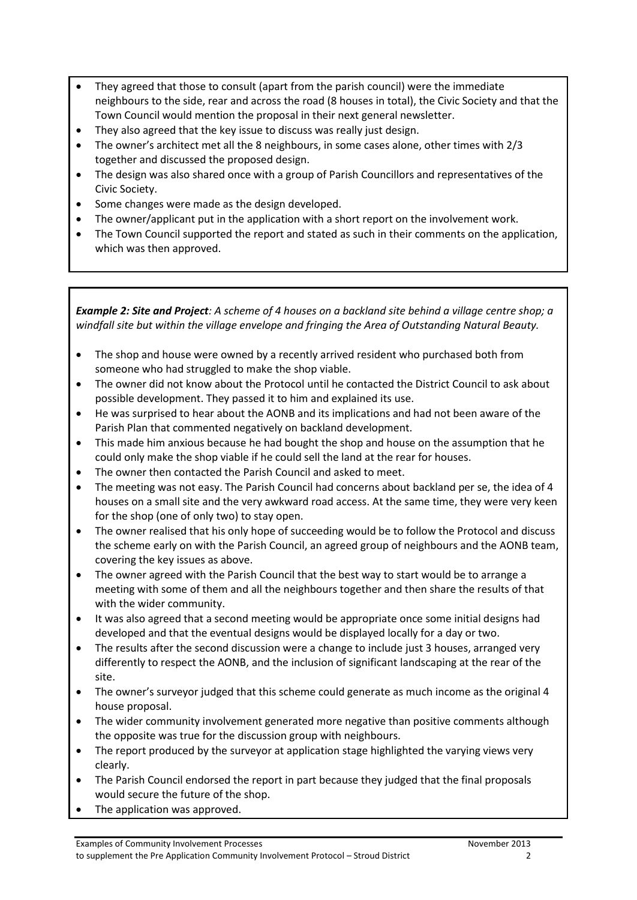- They agreed that those to consult (apart from the parish council) were the immediate neighbours to the side, rear and across the road (8 houses in total), the Civic Society and that the Town Council would mention the proposal in their next general newsletter.
- They also agreed that the key issue to discuss was really just design.
- The owner's architect met all the 8 neighbours, in some cases alone, other times with 2/3 together and discussed the proposed design.
- The design was also shared once with a group of Parish Councillors and representatives of the Civic Society.
- Some changes were made as the design developed.
- The owner/applicant put in the application with a short report on the involvement work.
- The Town Council supported the report and stated as such in their comments on the application, which was then approved.

***Example 2: Site and Project****: A scheme of 4 houses on a backland site behind a village centre shop; a windfall site but within the village envelope and fringing the Area of Outstanding Natural Beauty.*

- The shop and house were owned by a recently arrived resident who purchased both from someone who had struggled to make the shop viable.
- The owner did not know about the Protocol until he contacted the District Council to ask about possible development. They passed it to him and explained its use.
- He was surprised to hear about the AONB and its implications and had not been aware of the Parish Plan that commented negatively on backland development.
- This made him anxious because he had bought the shop and house on the assumption that he could only make the shop viable if he could sell the land at the rear for houses.
- The owner then contacted the Parish Council and asked to meet.
- The meeting was not easy. The Parish Council had concerns about backland per se, the idea of 4 houses on a small site and the very awkward road access. At the same time, they were very keen for the shop (one of only two) to stay open.
- The owner realised that his only hope of succeeding would be to follow the Protocol and discuss the scheme early on with the Parish Council, an agreed group of neighbours and the AONB team, covering the key issues as above.
- The owner agreed with the Parish Council that the best way to start would be to arrange a meeting with some of them and all the neighbours together and then share the results of that with the wider community.
- It was also agreed that a second meeting would be appropriate once some initial designs had developed and that the eventual designs would be displayed locally for a day or two.
- The results after the second discussion were a change to include just 3 houses, arranged very differently to respect the AONB, and the inclusion of significant landscaping at the rear of the site.
- The owner's surveyor judged that this scheme could generate as much income as the original 4 house proposal.
- The wider community involvement generated more negative than positive comments although the opposite was true for the discussion group with neighbours.
- The report produced by the surveyor at application stage highlighted the varying views very clearly.
- The Parish Council endorsed the report in part because they judged that the final proposals would secure the future of the shop.
- The application was approved.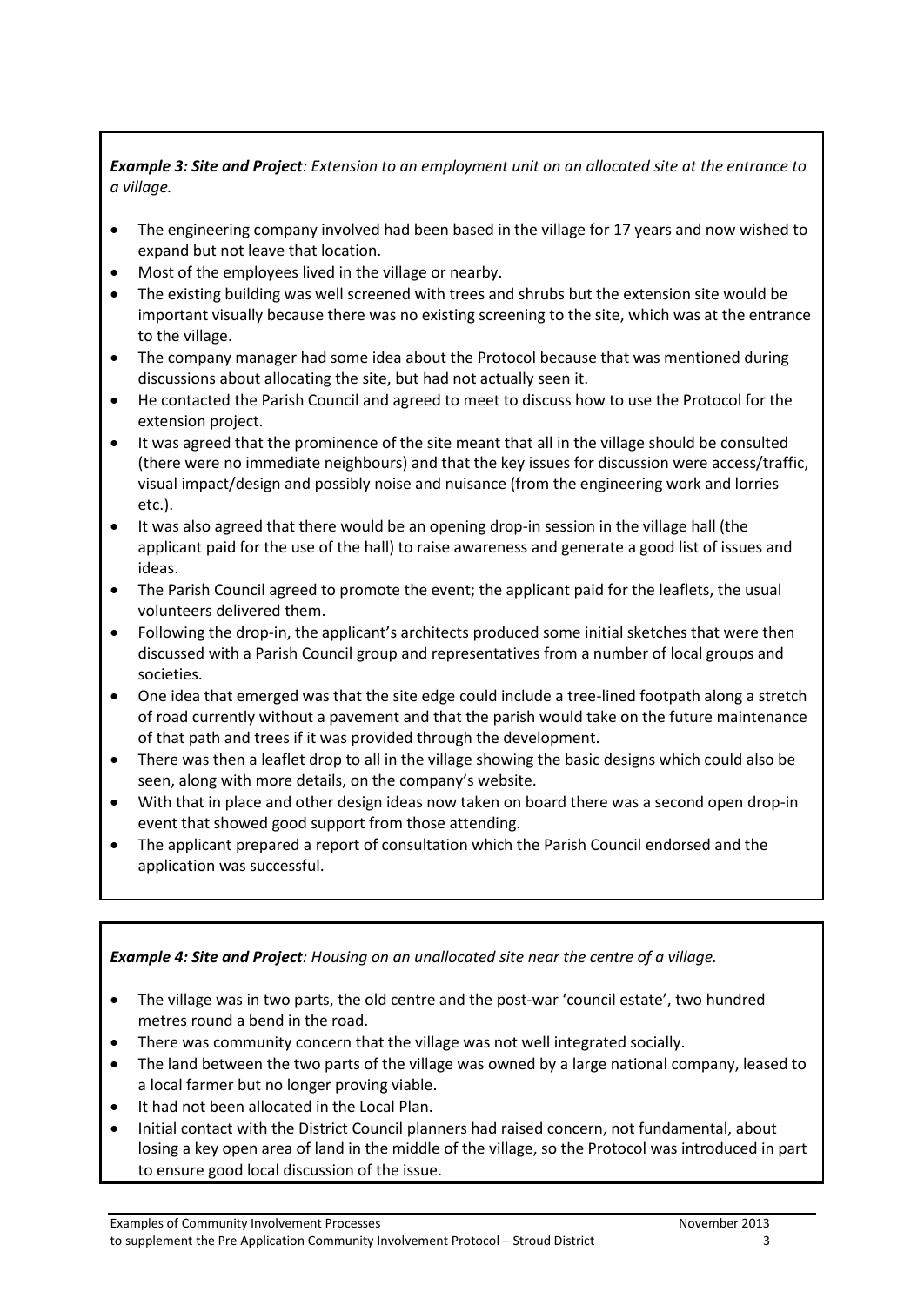***Example 3: Site and Project****: Extension to an employment unit on an allocated site at the entrance to a village.*

- The engineering company involved had been based in the village for 17 years and now wished to expand but not leave that location.
- Most of the employees lived in the village or nearby.
- The existing building was well screened with trees and shrubs but the extension site would be important visually because there was no existing screening to the site, which was at the entrance to the village.
- The company manager had some idea about the Protocol because that was mentioned during discussions about allocating the site, but had not actually seen it.
- He contacted the Parish Council and agreed to meet to discuss how to use the Protocol for the extension project.
- It was agreed that the prominence of the site meant that all in the village should be consulted (there were no immediate neighbours) and that the key issues for discussion were access/traffic, visual impact/design and possibly noise and nuisance (from the engineering work and lorries etc.).
- It was also agreed that there would be an opening drop-in session in the village hall (the applicant paid for the use of the hall) to raise awareness and generate a good list of issues and ideas.
- The Parish Council agreed to promote the event; the applicant paid for the leaflets, the usual volunteers delivered them.
- Following the drop-in, the applicant's architects produced some initial sketches that were then discussed with a Parish Council group and representatives from a number of local groups and societies.
- One idea that emerged was that the site edge could include a tree-lined footpath along a stretch of road currently without a pavement and that the parish would take on the future maintenance of that path and trees if it was provided through the development.
- There was then a leaflet drop to all in the village showing the basic designs which could also be seen, along with more details, on the company's website.
- With that in place and other design ideas now taken on board there was a second open drop-in event that showed good support from those attending.
- The applicant prepared a report of consultation which the Parish Council endorsed and the application was successful.

***Example 4: Site and Project****: Housing on an unallocated site near the centre of a village.*

- The village was in two parts, the old centre and the post-war 'council estate', two hundred metres round a bend in the road.
- There was community concern that the village was not well integrated socially.
- The land between the two parts of the village was owned by a large national company, leased to a local farmer but no longer proving viable.
- It had not been allocated in the Local Plan.
- Initial contact with the District Council planners had raised concern, not fundamental, about losing a key open area of land in the middle of the village, so the Protocol was introduced in part to ensure good local discussion of the issue.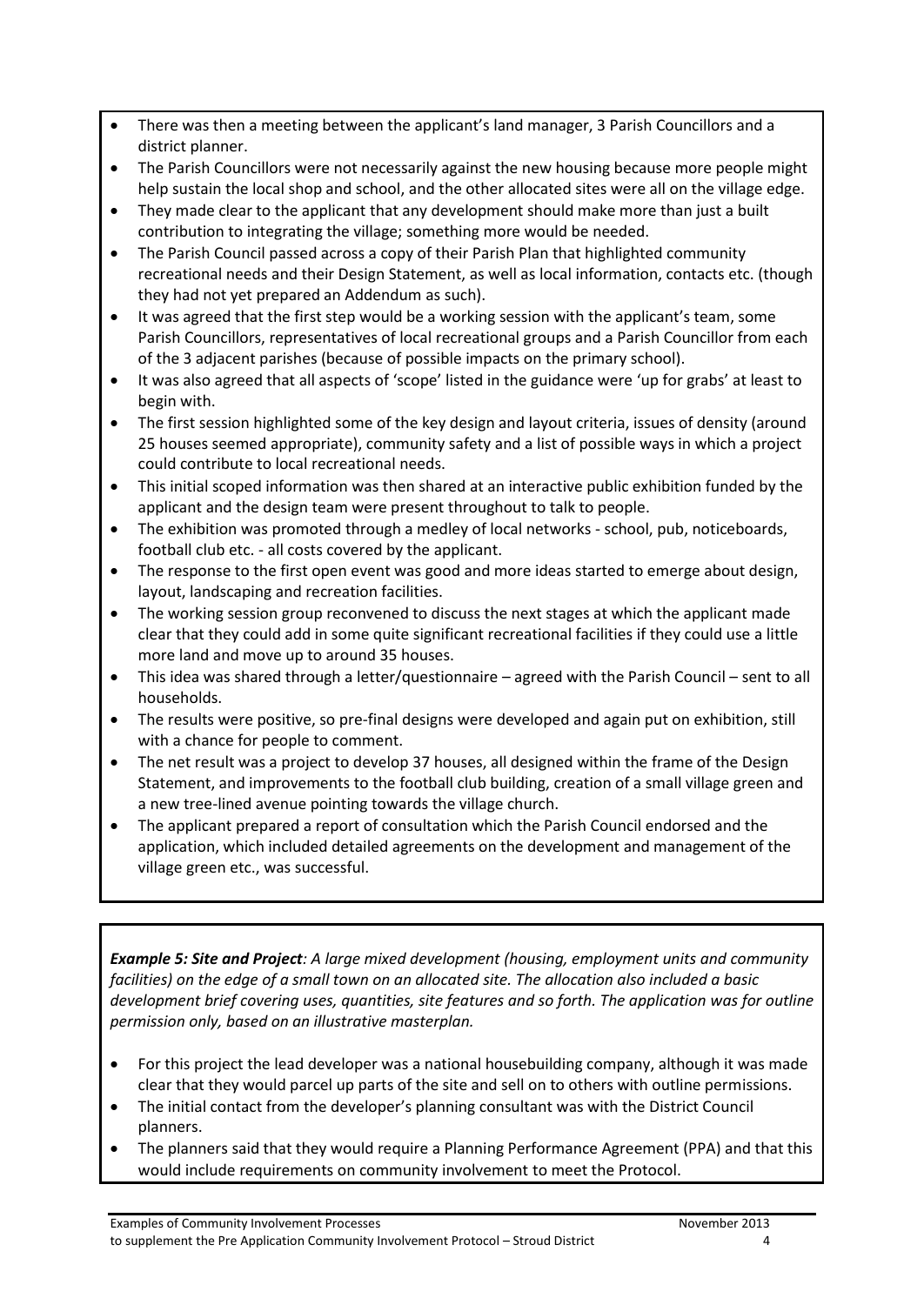- There was then a meeting between the applicant's land manager, 3 Parish Councillors and a district planner.
- The Parish Councillors were not necessarily against the new housing because more people might help sustain the local shop and school, and the other allocated sites were all on the village edge.
- They made clear to the applicant that any development should make more than just a built contribution to integrating the village; something more would be needed.
- The Parish Council passed across a copy of their Parish Plan that highlighted community recreational needs and their Design Statement, as well as local information, contacts etc. (though they had not yet prepared an Addendum as such).
- It was agreed that the first step would be a working session with the applicant's team, some Parish Councillors, representatives of local recreational groups and a Parish Councillor from each of the 3 adjacent parishes (because of possible impacts on the primary school).
- It was also agreed that all aspects of 'scope' listed in the guidance were 'up for grabs' at least to begin with.
- The first session highlighted some of the key design and layout criteria, issues of density (around 25 houses seemed appropriate), community safety and a list of possible ways in which a project could contribute to local recreational needs.
- This initial scoped information was then shared at an interactive public exhibition funded by the applicant and the design team were present throughout to talk to people.
- The exhibition was promoted through a medley of local networks - school, pub, noticeboards, football club etc. - all costs covered by the applicant.
- The response to the first open event was good and more ideas started to emerge about design, layout, landscaping and recreation facilities.
- The working session group reconvened to discuss the next stages at which the applicant made clear that they could add in some quite significant recreational facilities if they could use a little more land and move up to around 35 houses.
- This idea was shared through a letter/questionnaire – agreed with the Parish Council – sent to all households.
- The results were positive, so pre-final designs were developed and again put on exhibition, still with a chance for people to comment.
- The net result was a project to develop 37 houses, all designed within the frame of the Design Statement, and improvements to the football club building, creation of a small village green and a new tree-lined avenue pointing towards the village church.
- The applicant prepared a report of consultation which the Parish Council endorsed and the application, which included detailed agreements on the development and management of the village green etc., was successful.

***Example 5: Site and Project****: A large mixed development (housing, employment units and community facilities) on the edge of a small town on an allocated site. The allocation also included a basic development brief covering uses, quantities, site features and so forth. The application was for outline permission only, based on an illustrative masterplan.*

- For this project the lead developer was a national housebuilding company, although it was made clear that they would parcel up parts of the site and sell on to others with outline permissions.
- The initial contact from the developer's planning consultant was with the District Council planners.
- The planners said that they would require a Planning Performance Agreement (PPA) and that this would include requirements on community involvement to meet the Protocol.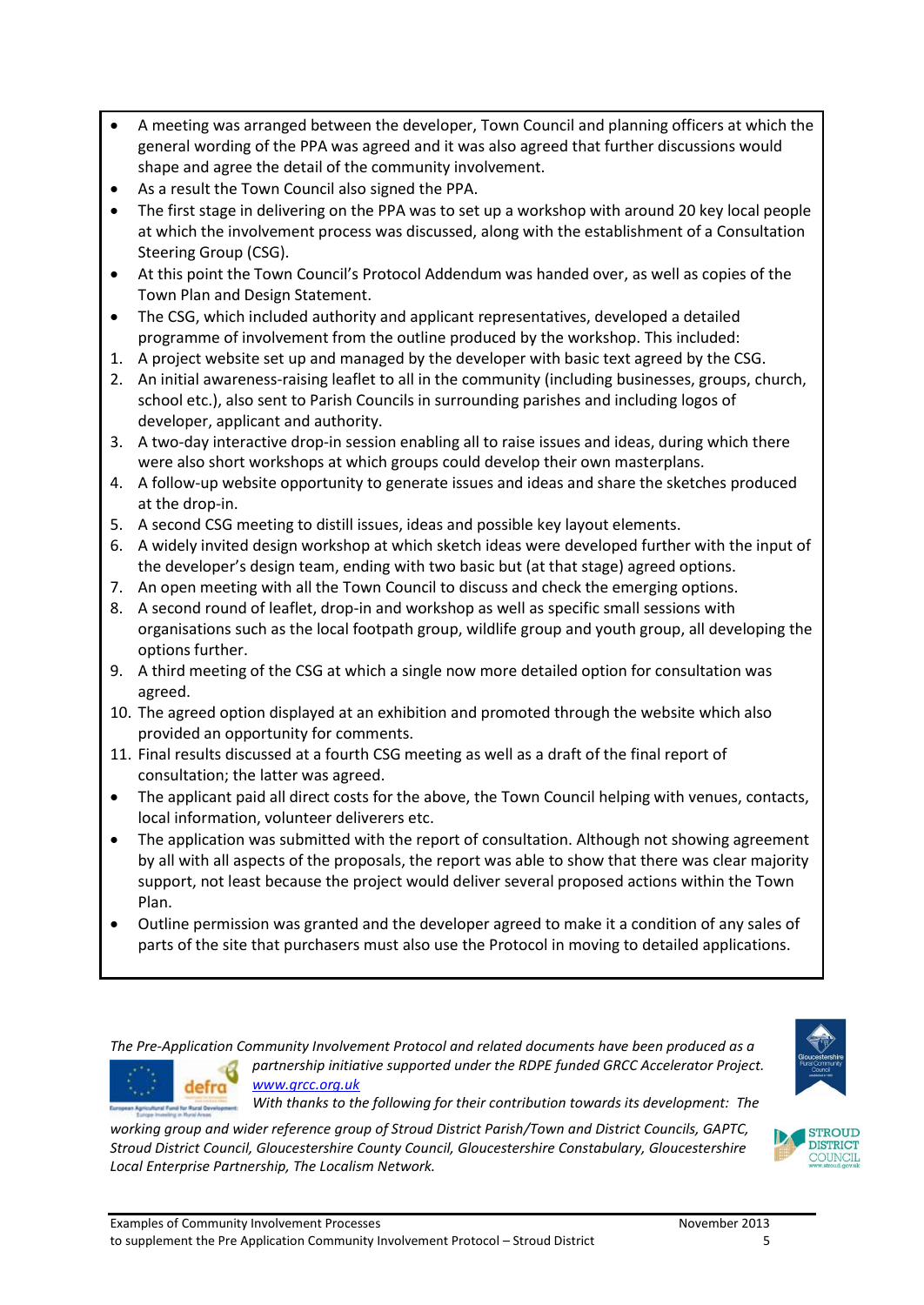- A meeting was arranged between the developer, Town Council and planning officers at which the general wording of the PPA was agreed and it was also agreed that further discussions would shape and agree the detail of the community involvement.
- As a result the Town Council also signed the PPA.
- The first stage in delivering on the PPA was to set up a workshop with around 20 key local people at which the involvement process was discussed, along with the establishment of a Consultation Steering Group (CSG).
- At this point the Town Council's Protocol Addendum was handed over, as well as copies of the Town Plan and Design Statement.
- The CSG, which included authority and applicant representatives, developed a detailed programme of involvement from the outline produced by the workshop. This included:

1. A project website set up and managed by the developer with basic text agreed by the CSG.
2. An initial awareness-raising leaflet to all in the community (including businesses, groups, church, school etc.), also sent to Parish Councils in surrounding parishes and including logos of developer, applicant and authority.
3. A two-day interactive drop-in session enabling all to raise issues and ideas, during which there were also short workshops at which groups could develop their own masterplans.
4. A follow-up website opportunity to generate issues and ideas and share the sketches produced at the drop-in.
5. A second CSG meeting to distill issues, ideas and possible key layout elements.
6. A widely invited design workshop at which sketch ideas were developed further with the input of the developer's design team, ending with two basic but (at that stage) agreed options.
7. An open meeting with all the Town Council to discuss and check the emerging options.
8. A second round of leaflet, drop-in and workshop as well as specific small sessions with organisations such as the local footpath group, wildlife group and youth group, all developing the options further.
9. A third meeting of the CSG at which a single now more detailed option for consultation was agreed.
10. The agreed option displayed at an exhibition and promoted through the website which also provided an opportunity for comments.
11. Final results discussed at a fourth CSG meeting as well as a draft of the final report of consultation; the latter was agreed.

- The applicant paid all direct costs for the above, the Town Council helping with venues, contacts, local information, volunteer deliverers etc.
- The application was submitted with the report of consultation. Although not showing agreement by all with all aspects of the proposals, the report was able to show that there was clear majority support, not least because the project would deliver several proposed actions within the Town Plan.
- Outline permission was granted and the developer agreed to make it a condition of any sales of parts of the site that purchasers must also use the Protocol in moving to detailed applications.

*The Pre-Application Community Involvement Protocol and related documents have been produced as a partnership initiative supported under the RDPE funded GRCC Accelerator Project.* *[www.grcc.org.uk](www.grcc.org.uk)*
*With thanks to the following for their contribution towards its development: The working group and wider reference group of Stroud District Parish/Town and District Councils, GAPTC, Stroud District Council, Gloucestershire County Council, Gloucestershire Constabulary, Gloucestershire Local Enterprise Partnership, The Localism Network.*